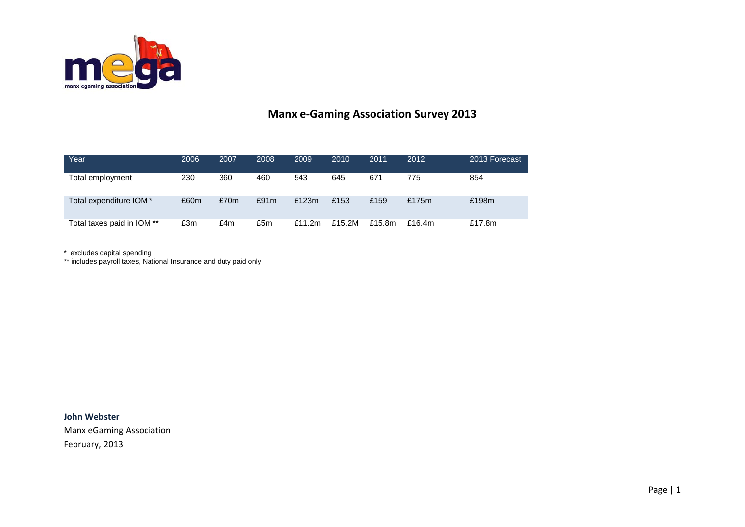# Manx e-Gaming Association Survey 2013

| Year | 2006 | 2007 | 2008 | 2009 | 2010 | 2011 | 2012 | 2013 Forecast |
|---|---|---|---|---|---|---|---|---|
| Total employment | 230 | 360 | 460 | 543 | 645 | 671 | 775 | 854 |
| Total expenditure IOM * | £60m | £70m | £91m | £123m | £153 | £159 | £175m | £198m |
| Total taxes paid in IOM ** | £3m | £4m | £5m | £11.2m | £15.2M | £15.8m | £16.4m | £17.8m |

\* excludes capital spending

** includes payroll taxes, National Insurance and duty paid only

**John Webster**

Manx eGaming Association

February, 2013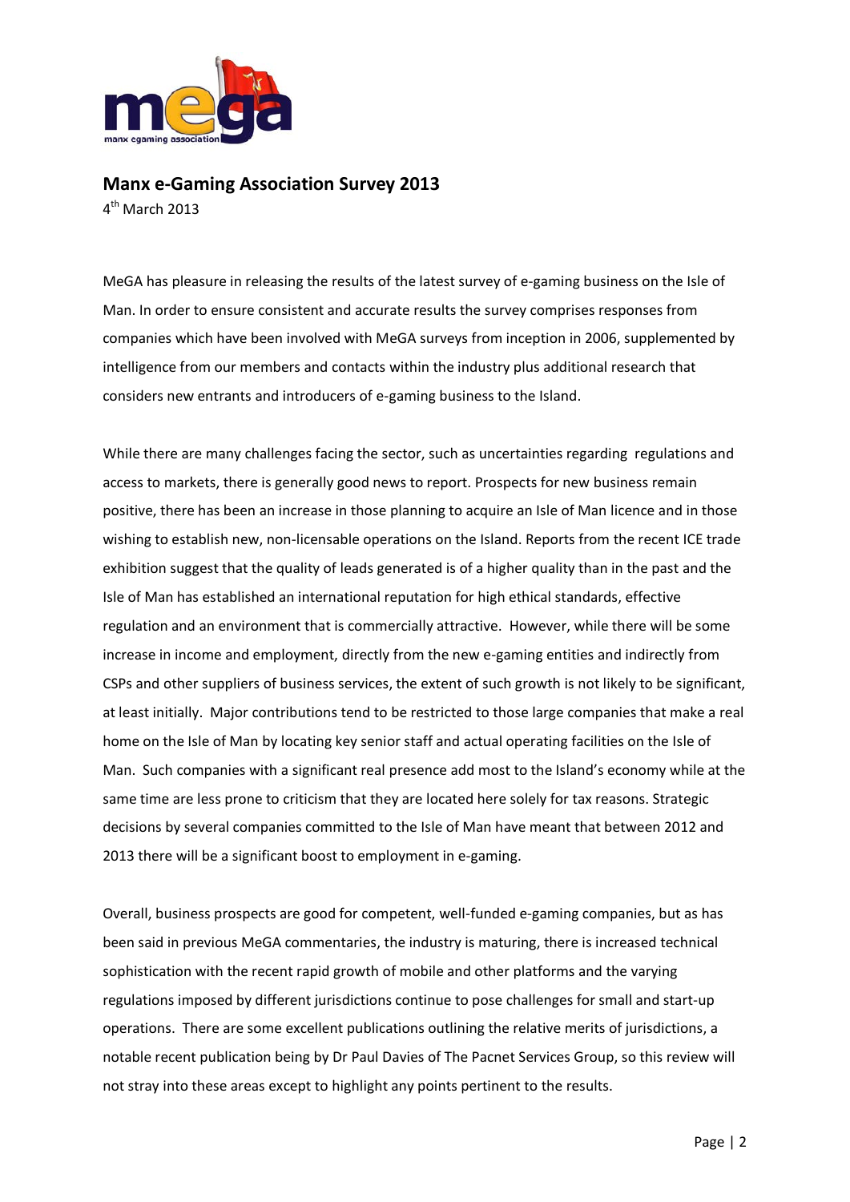## Manx e-Gaming Association Survey 2013

4th March 2013

MeGA has pleasure in releasing the results of the latest survey of e-gaming business on the Isle of Man. In order to ensure consistent and accurate results the survey comprises responses from companies which have been involved with MeGA surveys from inception in 2006, supplemented by intelligence from our members and contacts within the industry plus additional research that considers new entrants and introducers of e-gaming business to the Island.

While there are many challenges facing the sector, such as uncertainties regarding regulations and access to markets, there is generally good news to report. Prospects for new business remain positive, there has been an increase in those planning to acquire an Isle of Man licence and in those wishing to establish new, non-licensable operations on the Island. Reports from the recent ICE trade exhibition suggest that the quality of leads generated is of a higher quality than in the past and the Isle of Man has established an international reputation for high ethical standards, effective regulation and an environment that is commercially attractive. However, while there will be some increase in income and employment, directly from the new e-gaming entities and indirectly from CSPs and other suppliers of business services, the extent of such growth is not likely to be significant, at least initially. Major contributions tend to be restricted to those large companies that make a real home on the Isle of Man by locating key senior staff and actual operating facilities on the Isle of Man. Such companies with a significant real presence add most to the Island's economy while at the same time are less prone to criticism that they are located here solely for tax reasons. Strategic decisions by several companies committed to the Isle of Man have meant that between 2012 and 2013 there will be a significant boost to employment in e-gaming.

Overall, business prospects are good for competent, well-funded e-gaming companies, but as has been said in previous MeGA commentaries, the industry is maturing, there is increased technical sophistication with the recent rapid growth of mobile and other platforms and the varying regulations imposed by different jurisdictions continue to pose challenges for small and start-up operations. There are some excellent publications outlining the relative merits of jurisdictions, a notable recent publication being by Dr Paul Davies of The Pacnet Services Group, so this review will not stray into these areas except to highlight any points pertinent to the results.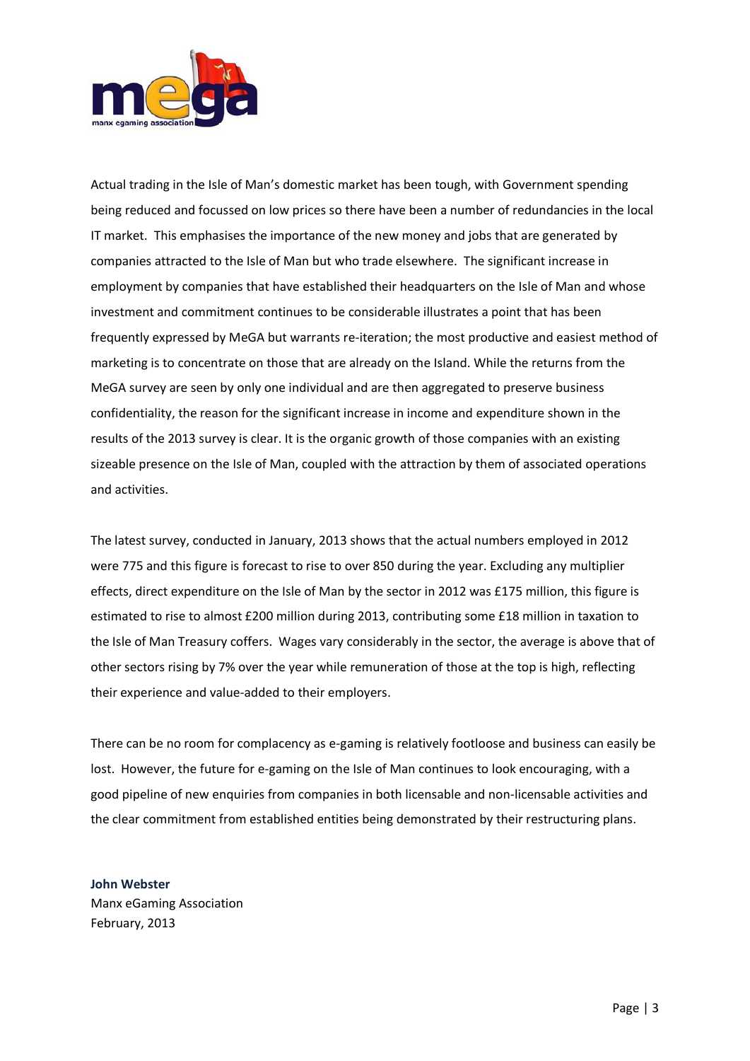Actual trading in the Isle of Man's domestic market has been tough, with Government spending being reduced and focussed on low prices so there have been a number of redundancies in the local IT market. This emphasises the importance of the new money and jobs that are generated by companies attracted to the Isle of Man but who trade elsewhere. The significant increase in employment by companies that have established their headquarters on the Isle of Man and whose investment and commitment continues to be considerable illustrates a point that has been frequently expressed by MeGA but warrants re-iteration; the most productive and easiest method of marketing is to concentrate on those that are already on the Island. While the returns from the MeGA survey are seen by only one individual and are then aggregated to preserve business confidentiality, the reason for the significant increase in income and expenditure shown in the results of the 2013 survey is clear. It is the organic growth of those companies with an existing sizeable presence on the Isle of Man, coupled with the attraction by them of associated operations and activities.

The latest survey, conducted in January, 2013 shows that the actual numbers employed in 2012 were 775 and this figure is forecast to rise to over 850 during the year. Excluding any multiplier effects, direct expenditure on the Isle of Man by the sector in 2012 was £175 million, this figure is estimated to rise to almost £200 million during 2013, contributing some £18 million in taxation to the Isle of Man Treasury coffers. Wages vary considerably in the sector, the average is above that of other sectors rising by 7% over the year while remuneration of those at the top is high, reflecting their experience and value-added to their employers.

There can be no room for complacency as e-gaming is relatively footloose and business can easily be lost. However, the future for e-gaming on the Isle of Man continues to look encouraging, with a good pipeline of new enquiries from companies in both licensable and non-licensable activities and the clear commitment from established entities being demonstrated by their restructuring plans.

**John Webster**
Manx eGaming Association
February, 2013